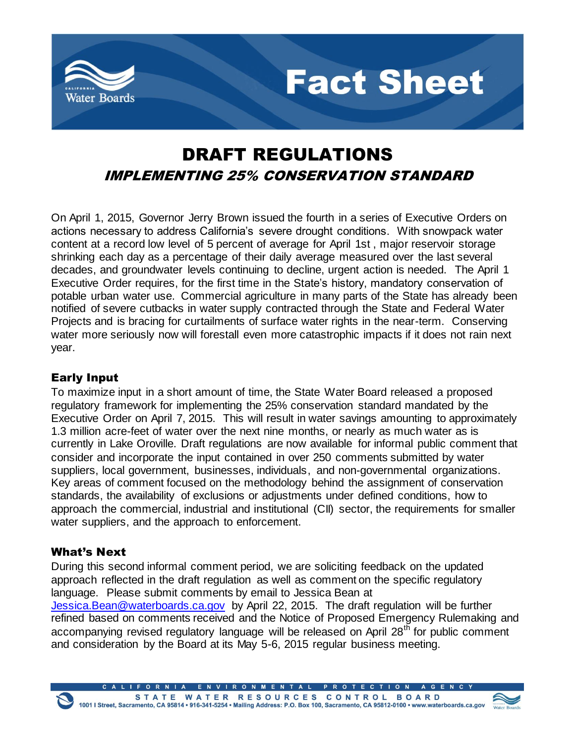# Fact Sheet

## DRAFT REGULATIONS

### *IMPLEMENTING 25% CONSERVATION STANDARD*

On April 1, 2015, Governor Jerry Brown issued the fourth in a series of Executive Orders on actions necessary to address California's severe drought conditions. With snowpack water content at a record low level of 5 percent of average for April 1st , major reservoir storage shrinking each day as a percentage of their daily average measured over the last several decades, and groundwater levels continuing to decline, urgent action is needed. The April 1 Executive Order requires, for the first time in the State's history, mandatory conservation of potable urban water use. Commercial agriculture in many parts of the State has already been notified of severe cutbacks in water supply contracted through the State and Federal Water Projects and is bracing for curtailments of surface water rights in the near-term. Conserving water more seriously now will forestall even more catastrophic impacts if it does not rain next year.

### Early Input

To maximize input in a short amount of time, the State Water Board released a proposed regulatory framework for implementing the 25% conservation standard mandated by the Executive Order on April 7, 2015. This will result in water savings amounting to approximately 1.3 million acre-feet of water over the next nine months, or nearly as much water as is currently in Lake Oroville. Draft regulations are now available for informal public comment that consider and incorporate the input contained in over 250 comments submitted by water suppliers, local government, businesses, individuals, and non-governmental organizations. Key areas of comment focused on the methodology behind the assignment of conservation standards, the availability of exclusions or adjustments under defined conditions, how to approach the commercial, industrial and institutional (CII) sector, the requirements for smaller water suppliers, and the approach to enforcement.

### What's Next

During this second informal comment period, we are soliciting feedback on the updated approach reflected in the draft regulation as well as comment on the specific regulatory language. Please submit comments by email to Jessica Bean at Jessica.Bean@waterboards.ca.gov by April 22, 2015. The draft regulation will be further refined based on comments received and the Notice of Proposed Emergency Rulemaking and accompanying revised regulatory language will be released on April 28th for public comment and consideration by the Board at its May 5-6, 2015 regular business meeting.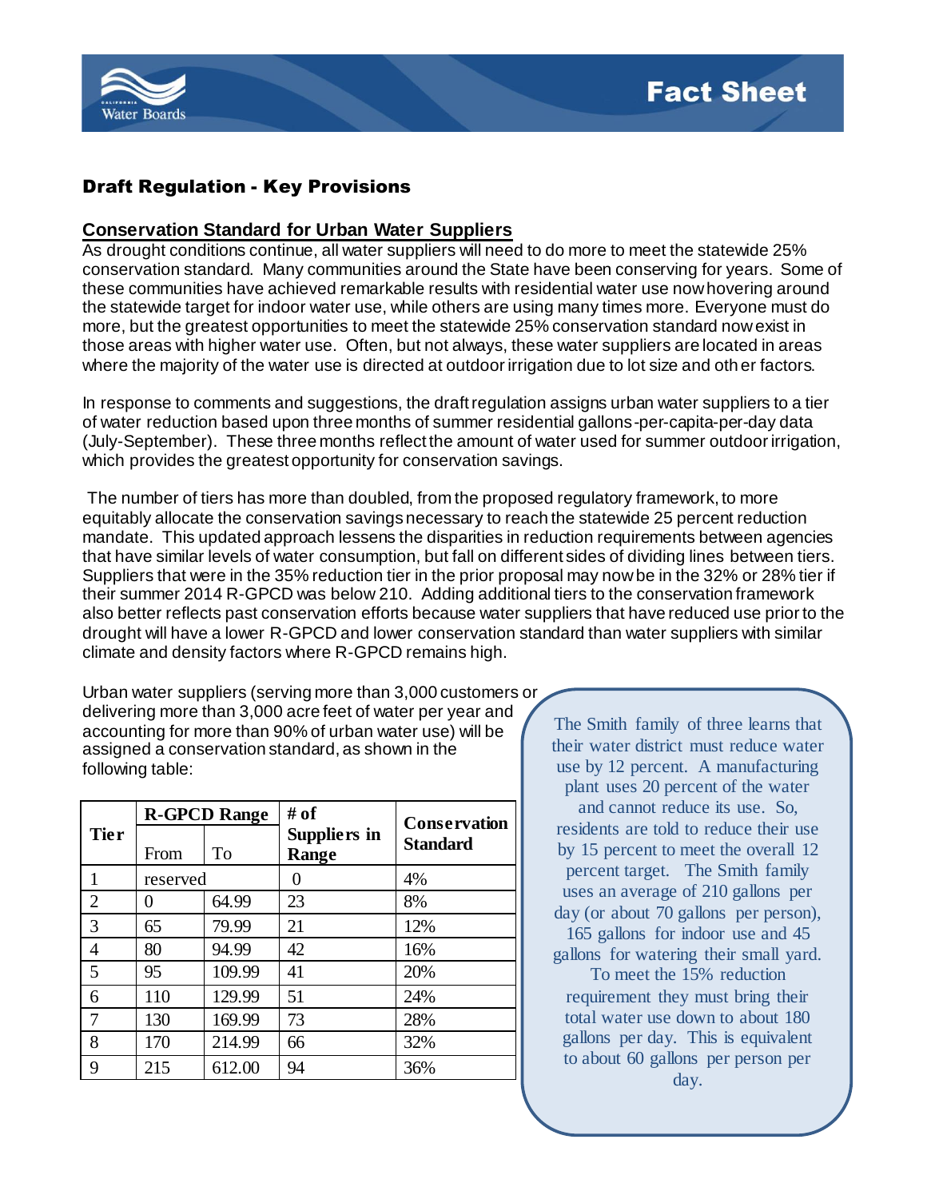Fact Sheet

## Draft Regulation - Key Provisions

### Conservation Standard for Urban Water Suppliers

As drought conditions continue, all water suppliers will need to do more to meet the statewide 25% conservation standard. Many communities around the State have been conserving for years. Some of these communities have achieved remarkable results with residential water use now hovering around the statewide target for indoor water use, while others are using many times more. Everyone must do more, but the greatest opportunities to meet the statewide 25% conservation standard now exist in those areas with higher water use. Often, but not always, these water suppliers are located in areas where the majority of the water use is directed at outdoor irrigation due to lot size and other factors.

In response to comments and suggestions, the draft regulation assigns urban water suppliers to a tier of water reduction based upon three months of summer residential gallons-per-capita-per-day data (July-September). These three months reflect the amount of water used for summer outdoor irrigation, which provides the greatest opportunity for conservation savings.

The number of tiers has more than doubled, from the proposed regulatory framework, to more equitably allocate the conservation savings necessary to reach the statewide 25 percent reduction mandate. This updated approach lessens the disparities in reduction requirements between agencies that have similar levels of water consumption, but fall on different sides of dividing lines between tiers. Suppliers that were in the 35% reduction tier in the prior proposal may now be in the 32% or 28% tier if their summer 2014 R-GPCD was below 210. Adding additional tiers to the conservation framework also better reflects past conservation efforts because water suppliers that have reduced use prior to the drought will have a lower R-GPCD and lower conservation standard than water suppliers with similar climate and density factors where R-GPCD remains high.

Urban water suppliers (serving more than 3,000 customers or delivering more than 3,000 acre feet of water per year and accounting for more than 90% of urban water use) will be assigned a conservation standard, as shown in the following table:

| Tier | R-GPCD Range | | # of Suppliers in Range | Conservation Standard |
|---|---|---|---|---|
| | From | To | | |
| 1 | reserved | | 0 | 4% |
| 2 | 0 | 64.99 | 23 | 8% |
| 3 | 65 | 79.99 | 21 | 12% |
| 4 | 80 | 94.99 | 42 | 16% |
| 5 | 95 | 109.99 | 41 | 20% |
| 6 | 110 | 129.99 | 51 | 24% |
| 7 | 130 | 169.99 | 73 | 28% |
| 8 | 170 | 214.99 | 66 | 32% |
| 9 | 215 | 612.00 | 94 | 36% |

The Smith family of three learns that their water district must reduce water use by 12 percent. A manufacturing plant uses 20 percent of the water and cannot reduce its use. So, residents are told to reduce their use by 15 percent to meet the overall 12 percent target. The Smith family uses an average of 210 gallons per day (or about 70 gallons per person), 165 gallons for indoor use and 45 gallons for watering their small yard. To meet the 15% reduction requirement they must bring their total water use down to about 180 gallons per day. This is equivalent to about 60 gallons per person per day.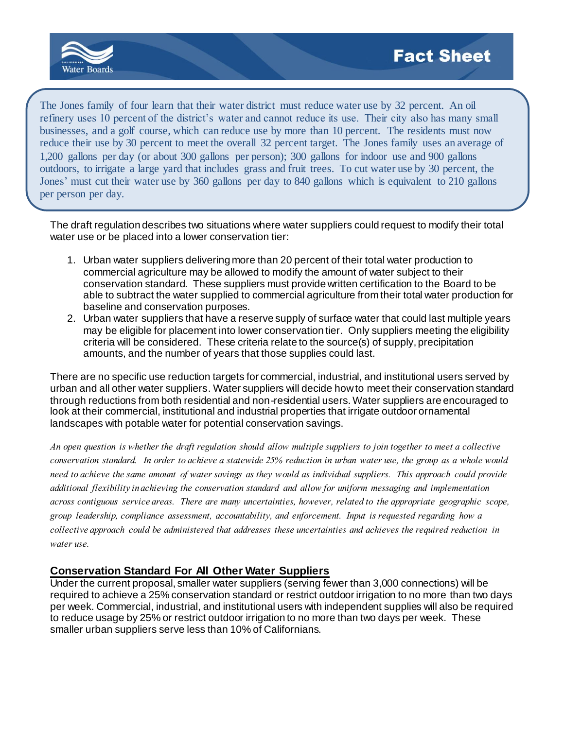The Jones family of four learn that their water district must reduce water use by 32 percent. An oil refinery uses 10 percent of the district's water and cannot reduce its use. Their city also has many small businesses, and a golf course, which can reduce use by more than 10 percent. The residents must now reduce their use by 30 percent to meet the overall 32 percent target. The Jones family uses an average of 1,200 gallons per day (or about 300 gallons per person); 300 gallons for indoor use and 900 gallons outdoors, to irrigate a large yard that includes grass and fruit trees. To cut water use by 30 percent, the Jones' must cut their water use by 360 gallons per day to 840 gallons which is equivalent to 210 gallons per person per day.

The draft regulation describes two situations where water suppliers could request to modify their total water use or be placed into a lower conservation tier:

1. Urban water suppliers delivering more than 20 percent of their total water production to commercial agriculture may be allowed to modify the amount of water subject to their conservation standard. These suppliers must provide written certification to the Board to be able to subtract the water supplied to commercial agriculture from their total water production for baseline and conservation purposes.
2. Urban water suppliers that have a reserve supply of surface water that could last multiple years may be eligible for placement into lower conservation tier. Only suppliers meeting the eligibility criteria will be considered. These criteria relate to the source(s) of supply, precipitation amounts, and the number of years that those supplies could last.

There are no specific use reduction targets for commercial, industrial, and institutional users served by urban and all other water suppliers. Water suppliers will decide how to meet their conservation standard through reductions from both residential and non-residential users. Water suppliers are encouraged to look at their commercial, institutional and industrial properties that irrigate outdoor ornamental landscapes with potable water for potential conservation savings.

*An open question is whether the draft regulation should allow multiple suppliers to join together to meet a collective conservation standard. In order to achieve a statewide 25% reduction in urban water use, the group as a whole would need to achieve the same amount of water savings as they would as individual suppliers. This approach could provide additional flexibility in achieving the conservation standard and allow for uniform messaging and implementation across contiguous service areas. There are many uncertainties, however, related to the appropriate geographic scope, group leadership, compliance assessment, accountability, and enforcement. Input is requested regarding how a collective approach could be administered that addresses these uncertainties and achieves the required reduction in water use.*

## Conservation Standard For All Other Water Suppliers

Under the current proposal, smaller water suppliers (serving fewer than 3,000 connections) will be required to achieve a 25% conservation standard or restrict outdoor irrigation to no more than two days per week. Commercial, industrial, and institutional users with independent supplies will also be required to reduce usage by 25% or restrict outdoor irrigation to no more than two days per week. These smaller urban suppliers serve less than 10% of Californians.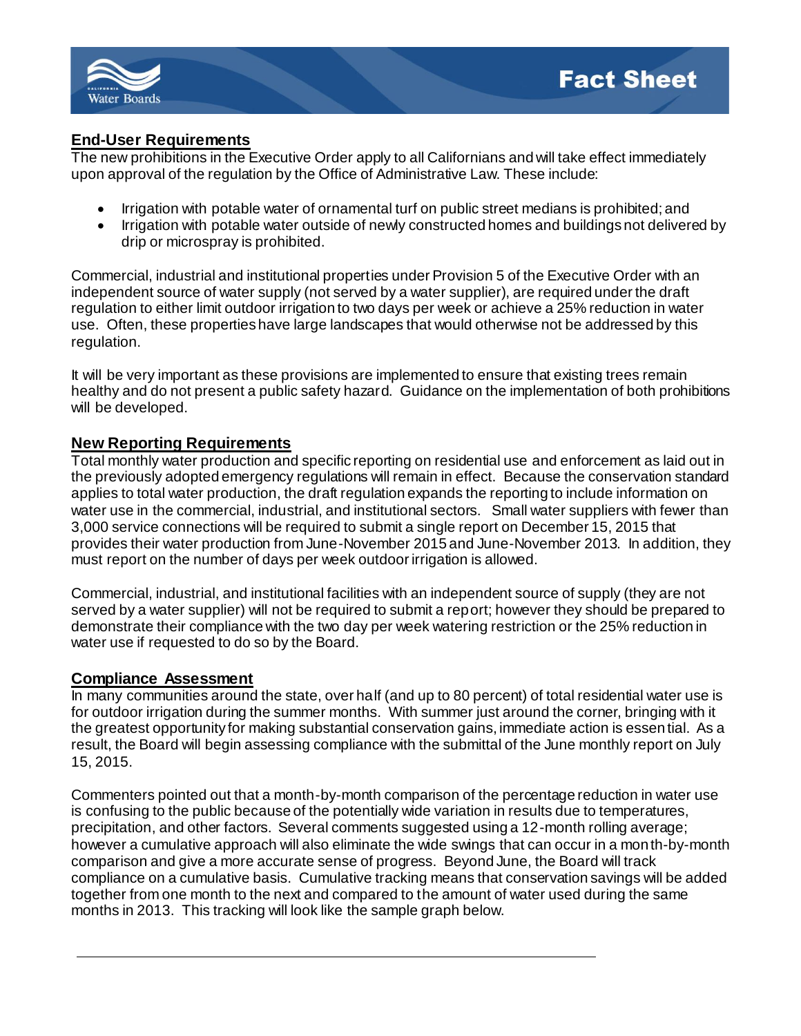## End-User Requirements

The new prohibitions in the Executive Order apply to all Californians and will take effect immediately upon approval of the regulation by the Office of Administrative Law. These include:

- Irrigation with potable water of ornamental turf on public street medians is prohibited; and
- Irrigation with potable water outside of newly constructed homes and buildings not delivered by drip or microspray is prohibited.

Commercial, industrial and institutional properties under Provision 5 of the Executive Order with an independent source of water supply (not served by a water supplier), are required under the draft regulation to either limit outdoor irrigation to two days per week or achieve a 25% reduction in water use. Often, these properties have large landscapes that would otherwise not be addressed by this regulation.

It will be very important as these provisions are implemented to ensure that existing trees remain healthy and do not present a public safety hazard. Guidance on the implementation of both prohibitions will be developed.

## New Reporting Requirements

Total monthly water production and specific reporting on residential use and enforcement as laid out in the previously adopted emergency regulations will remain in effect. Because the conservation standard applies to total water production, the draft regulation expands the reporting to include information on water use in the commercial, industrial, and institutional sectors. Small water suppliers with fewer than 3,000 service connections will be required to submit a single report on December 15, 2015 that provides their water production from June-November 2015 and June-November 2013. In addition, they must report on the number of days per week outdoor irrigation is allowed.

Commercial, industrial, and institutional facilities with an independent source of supply (they are not served by a water supplier) will not be required to submit a report; however they should be prepared to demonstrate their compliance with the two day per week watering restriction or the 25% reduction in water use if requested to do so by the Board.

## Compliance Assessment

In many communities around the state, over half (and up to 80 percent) of total residential water use is for outdoor irrigation during the summer months. With summer just around the corner, bringing with it the greatest opportunity for making substantial conservation gains, immediate action is essential. As a result, the Board will begin assessing compliance with the submittal of the June monthly report on July 15, 2015.

Commenters pointed out that a month-by-month comparison of the percentage reduction in water use is confusing to the public because of the potentially wide variation in results due to temperatures, precipitation, and other factors. Several comments suggested using a 12-month rolling average; however a cumulative approach will also eliminate the wide swings that can occur in a month-by-month comparison and give a more accurate sense of progress. Beyond June, the Board will track compliance on a cumulative basis. Cumulative tracking means that conservation savings will be added together from one month to the next and compared to the amount of water used during the same months in 2013. This tracking will look like the sample graph below.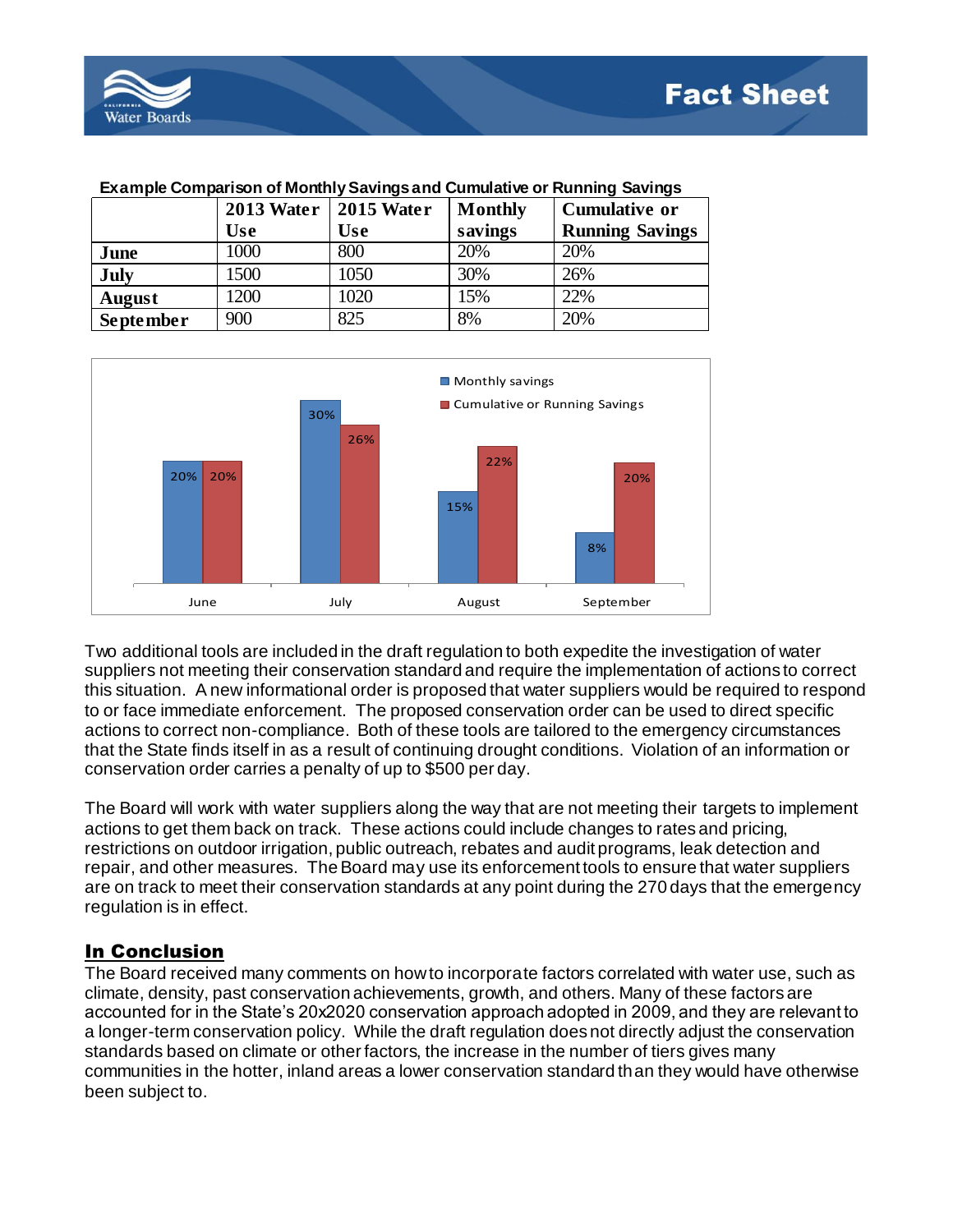**Example Comparison of Monthly Savings and Cumulative or Running Savings**

| | 2013 Water Use | 2015 Water Use | Monthly savings | Cumulative or Running Savings |
|---|---|---|---|---|
| **June** | 1000 | 800 | 20% | 20% |
| **July** | 1500 | 1050 | 30% | 26% |
| **August** | 1200 | 1020 | 15% | 22% |
| **September** | 900 | 825 | 8% | 20% |

Two additional tools are included in the draft regulation to both expedite the investigation of water suppliers not meeting their conservation standard and require the implementation of actions to correct this situation. A new informational order is proposed that water suppliers would be required to respond to or face immediate enforcement. The proposed conservation order can be used to direct specific actions to correct non-compliance. Both of these tools are tailored to the emergency circumstances that the State finds itself in as a result of continuing drought conditions. Violation of an information or conservation order carries a penalty of up to $500 per day.

The Board will work with water suppliers along the way that are not meeting their targets to implement actions to get them back on track. These actions could include changes to rates and pricing, restrictions on outdoor irrigation, public outreach, rebates and audit programs, leak detection and repair, and other measures. The Board may use its enforcement tools to ensure that water suppliers are on track to meet their conservation standards at any point during the 270 days that the emergency regulation is in effect.

## In Conclusion

The Board received many comments on how to incorporate factors correlated with water use, such as climate, density, past conservation achievements, growth, and others. Many of these factors are accounted for in the State's 20x2020 conservation approach adopted in 2009, and they are relevant to a longer-term conservation policy. While the draft regulation does not directly adjust the conservation standards based on climate or other factors, the increase in the number of tiers gives many communities in the hotter, inland areas a lower conservation standard than they would have otherwise been subject to.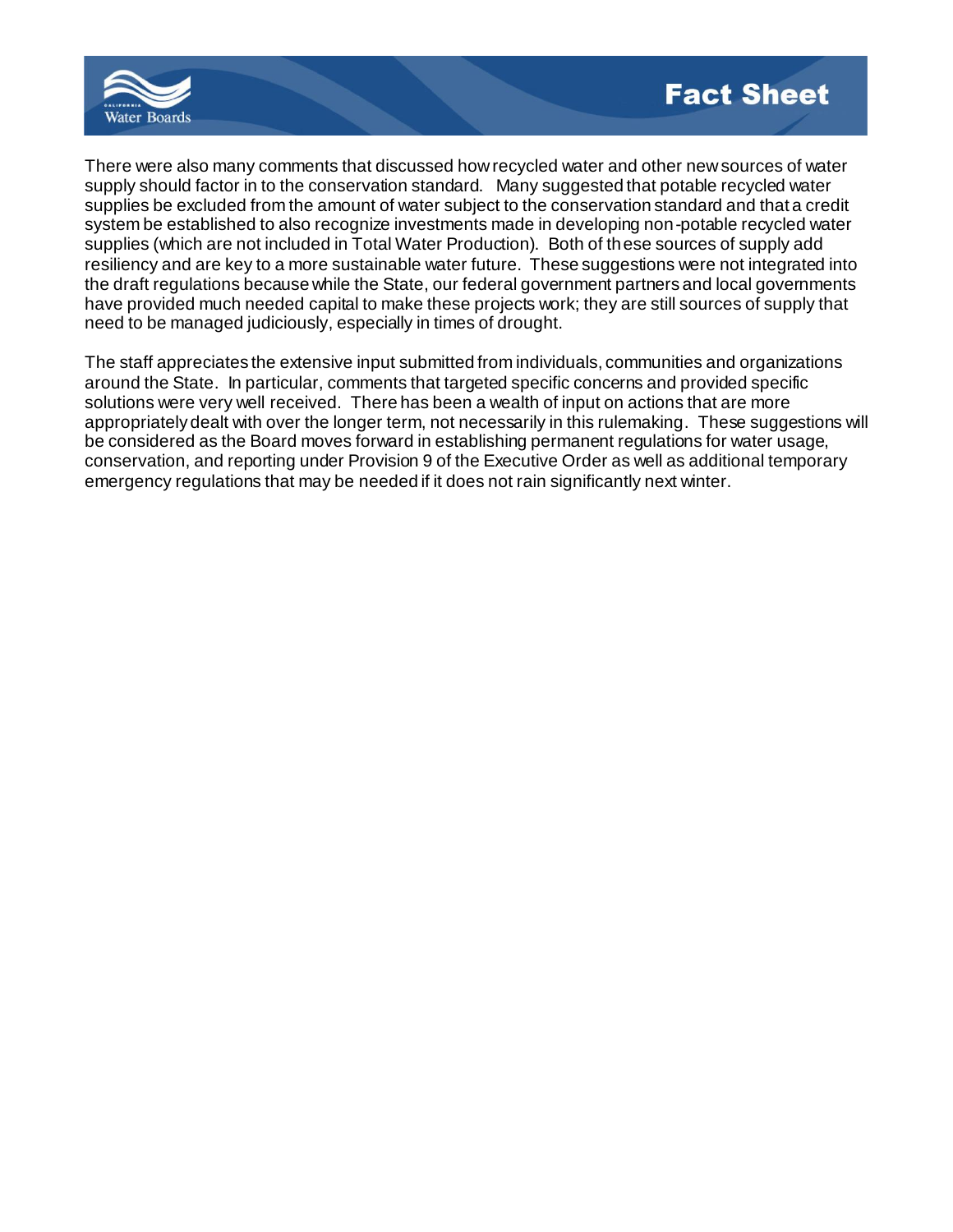There were also many comments that discussed how recycled water and other new sources of water supply should factor in to the conservation standard. Many suggested that potable recycled water supplies be excluded from the amount of water subject to the conservation standard and that a credit system be established to also recognize investments made in developing non-potable recycled water supplies (which are not included in Total Water Production). Both of these sources of supply add resiliency and are key to a more sustainable water future. These suggestions were not integrated into the draft regulations because while the State, our federal government partners and local governments have provided much needed capital to make these projects work; they are still sources of supply that need to be managed judiciously, especially in times of drought.

The staff appreciates the extensive input submitted from individuals, communities and organizations around the State. In particular, comments that targeted specific concerns and provided specific solutions were very well received. There has been a wealth of input on actions that are more appropriately dealt with over the longer term, not necessarily in this rulemaking. These suggestions will be considered as the Board moves forward in establishing permanent regulations for water usage, conservation, and reporting under Provision 9 of the Executive Order as well as additional temporary emergency regulations that may be needed if it does not rain significantly next winter.